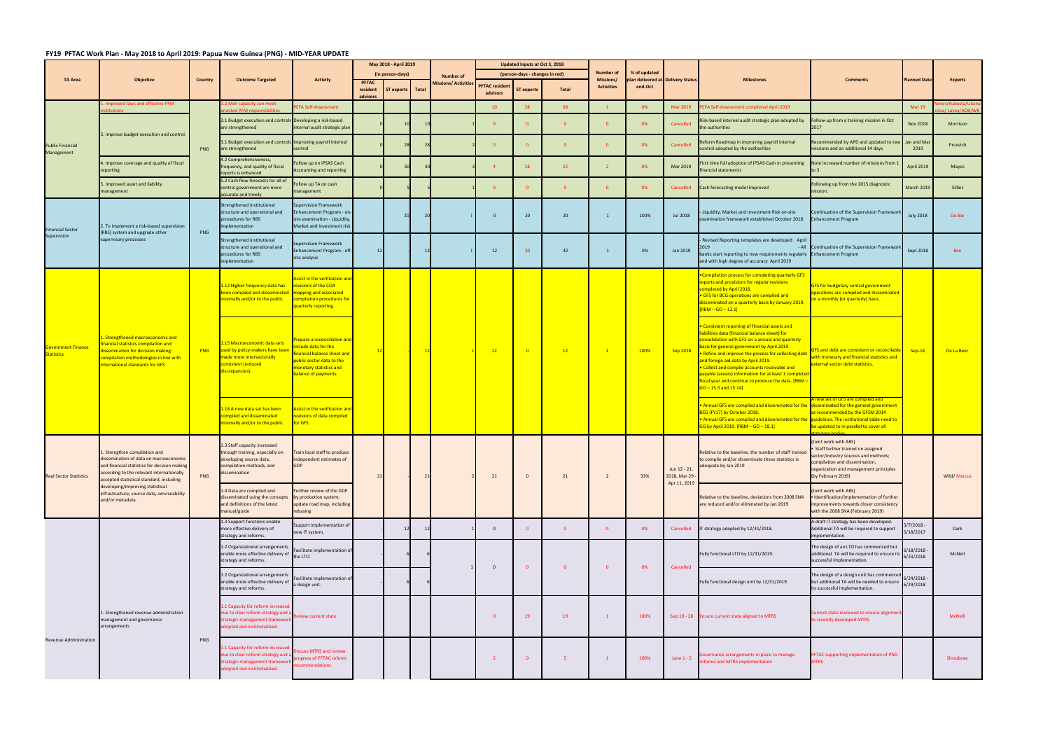# FY19 PFTAC Work Plan - May 2018 to April 2019: Papua New Guinea (PNG) - MID-YEAR UPDATE

| TA Area | Objective | Country | Outcome Targeted | Activity | May 2018 - April 2019 (in person-days) | | | Number of Missions/ Activities | Updated Inputs at Oct 3, 2018 (person-days - changes in red) | | | Number of Missions/ Activities | % of updated plan delivered at end-Oct | Delivery Status | Milestones | Comments | Planned Date | Experts |
|---|---|---|---|---|---|---|---|---|---|---|---|---|---|---|---|---|---|---|
| | | | | | PFTAC resident advisors | ST experts | Total | | PFTAC resident advisors | ST experts | Total | | | | | | | |
| Public Financial Management | 1. Improved laws and effective PFM institutions | PNG | 1.2 MoF capacity can meet enacted PFM responsibilities | PEFA Self-Assessment | | | | | 10 | 28 | 38 | 1 | 0% | Mar 2019 | PEFA Self-Assessment completed April 2019 | | Mar 19 | Neves/Kubasta/Ukaina ceva/ Lavea/ADB/WB |
| | 3. Improve budget execution and control. | | 3.1 Budget execution and controls are strengthened | Developing a risk-based internal audit strategic plan | 0 | 10 | 10 | 1 | 0 | 0 | 0 | 0 | 0% | Cancelled | Risk-based internal audit strategic plan adopted by the authorities | Follow-up from a training mission in Oct 2017 | Nov 2018 | Morrison |
| | | | 3.1 Budget execution and controls are strengthened | Improving payroll internal control | 0 | 28 | 28 | 2 | 0 | 0 | 0 | 0 | 0% | Cancelled | Reform Roadmap in improving payroll internal control adopted by the authorities | Recommended by APD and updated to two missions and an additional 14 days | Jan and Mar 2019 | Prcevich |
| | 4. Improve coverage and quality of fiscal reporting | | 4.2 Comprehensiveness, frequency, and quality of fiscal reports is enhanced | Follow up on IPSAS Cash Accounting and reporting | 0 | 30 | 30 | 3 | 4 | 18 | 22 | 2 | 0% | Mar 2019 | First time full adoption of IPSAS-Cash in presenting financial statements | Note increased number of missions from 1 to 3 | April 2019 | Mayes |
| | 5. Improved asset and liability management | | 5.2 Cash flow forecasts for all of central government are more accurate and timely | Follow up TA on cash management | 0 | 5 | 5 | 1 | 0 | 0 | 0 | 0 | 0% | Cancelled | Cash forecasting model improved | Following up from the 2015 diagnostic mission. | March 2019 | Sillins |
| Financial Sector Supervision | 2. To implement a risk-based supervision (RBS) system and upgrade other supervisory processes | PNG | Strengthened institutional structure and operational and procedures for RBS implementation | Supervision Framework Enhancement Program - on-site examination - Liquidity, Market and Investment risk | - | 20 | 20 | 1 | 0 | 20 | 20 | 1 | 100% | Jul 2018 | - Liquidity, Market and Investment Risk on-site examination framework established October 2018 | Continuation of the Supervision Framework Enhancement Program | July 2018 | De-Bie |
| | | | Strengthened institutional structure and operational and procedures for RBS implementation | Supervision Framework Enhancement Program - off-site analysis | 12 | - | 12 | 1 | 12 | 30 | 42 | 1 | 0% | Jan 2019 | - Revised Reporting templates are developed April 2019 - All banks start reporting to new requirements regularly and with high degree of accuracy April 2019 | Continuation of the Supervision Framework Enhancement Program | Sept 2018 | Ben |
| Government Finance Statistics | 1. Strengthened macroeconomic and financial statistics compilation and dissemination for decision making: compilation methodologies in line with international standards for GFS | PNG | 1.12 Higher frequency data has been compiled and disseminated internally and/or to the public. | Assist in the verification and revisions of the COA mapping and associated compilation procedures for quarterly reporting. | 12 | | 12 | 1 | 12 | 0 | 12 | 1 | 100% | Sep 2018 | •Compilation process for completing quarterly GFS reports and provisions for regular revisions completed by April 2018. • GFS for BCG operations are compiled and disseminated on a quarterly basis by January 2019. [RBM – GO – 12.1] | GFS for budgetary central government operations are compiled and disseminated on a monthly (or quarterly) basis. | Sep-18 | De La Beer |
| | | | 1.15 Macroeconomic data sets used by policy-makers have been made more intersectorally consistent (reduced discrepancies). | Prepare a reconciliation and include data for the financial balance sheet and public sector data to the monetary statistics and balance of payments. | | | | | | | | | | | • Consistent reporting of financial assets and liabilities data (financial balance sheet) for consolidation with GFS on a annual and quarterly basis for general government by April 2019. • Refine and improve the process for collecting debt and foreign aid data by April 2019. • Collect and compile accounts receivable and payable (arears) information for at least 1 completed fiscal year and continue to produce the data. [RBM – GO – 15.3 and 15.14] | GFS and debt are consistent or reconcilable with monetary and financial statistics and external sector debt statistics. | | |
| | | | 1.18 A new data set has been compiled and disseminated internally and/or to the public. | Assist in the verification and revisions of data compiled for GFS. | | | | | | | | | | | • Annual GFS are compiled and disseminated for the BCG (FY17) by October 2018. • Annual GFS are compiled and disseminated for the GG by April 2019. [RBM – GO – 18.1] | A new set of GFS are compiled and disseminated for the general government as recommended by the GFSM 2014 guidelines. The institutional table need to be updated to in parallel to cover all statutory bodies | | |
| Real Sector Statistics | 1. Strengthen compilation and dissemination of data on macroeconomic and financial statistics for decision making according to the relevant internationally accepted statistical standard, including developing/improving statistical infrastructure, source data, serviceability and/or metadata. | PNG | 1.3 Staff capacity increased through training, especially on developing source data, compilation methods, and dissemination | Train local staff to produce independent estimates of GDP | 21 | - | 21 | 2 | 21 | 0 | 21 | 2 | 33% | Jun 12 - 21, 2018, Mar 29 - Apr 11, 2019 | Relative to the baseline, the number of staff trained to compile and/or disseminate these statistics is adequate by Jan 2019 | Joint work with ABS) • Staff further trained on assigned sector/industry sources and methods; compilation and dissemination; organization and management principles (by February 2019) | | Wild/ Marcus |
| | | | 1.4 Data are compiled and disseminated using the concepts and definitions of the latest manual/guide | Further review of the GDP by production system; update road map, including rebasing | | | | | | | | | | | Relative to the baseline, deviations from 2008 SNA are reduced and/or eliminated by Jan 2019 | Joint work with ABS) • Identification/implementation of further improvements towards closer consistency with the 2008 SNA (February 2019) | | |
| Revenue Administration | 1. Strengthened revenue administration management and governance arrangements | PNG | 1.3 Support functions enable more effective delivery of strategy and reforms. | Support implementation of new IT system. | - | 12 | 12 | 1 | 0 | 0 | 0 | 0 | 0% | Cancelled | IT strategy adopted by 12/31/2018. | A draft IT strategy has been developed. Additional TA will be required to support implementation. | 5/7/2018 - 5/18/2017 | Dark |
| | | | 1.2 Organizational arrangements enable more effective delivery of strategy and reforms. | Facilitate implementation of the LTO. | - | 6 | 6 | 1 | 0 | 0 | 0 | 0 | 0% | Cancelled | Fully functional LTO by 12/31/2019. | The design of an LTO has commenced but additional TA will be required to ensure its successful implementation. | 6/18/2018 - 6/23/2018 | McNeil |
| | | | 1.2 Organizational arrangements enable more effective delivery of strategy and reforms. | Facilitate implementation of a design unit. | - | 6 | 6 | | | | | | | | Fully functional design unit by 12/31/2019. | The design of a design unit has commenced but additional TA will be needed to ensure its successful implementation. | 6/24/2018 - 6/29/2018 | |
| | | | 1.1 Capacity for reform increased due to clear reform strategy and a strategic management framework adopted and institutionalized. | Review current state | | | | | 0 | 19 | 19 | 1 | 100% | Sep 10 - 28 | Ensure current state aligned to MTRS | Current state reviewed to ensure alignment to recently developed MTRS | | McNeill |
| | | | 1.1 Capacity for reform increased due to clear reform strategy and a strategic management framework adopted and institutionalized. | Discuss MTRS and review progress of PFTAC reform recommendations | | | | | 5 | 0 | 5 | 1 | 100% | June 1 - 5 | Governance arrangements in place to manage reforms and MTRS implementation | PFTAC supporting implementation of PNG MTRS | | Shrosbree |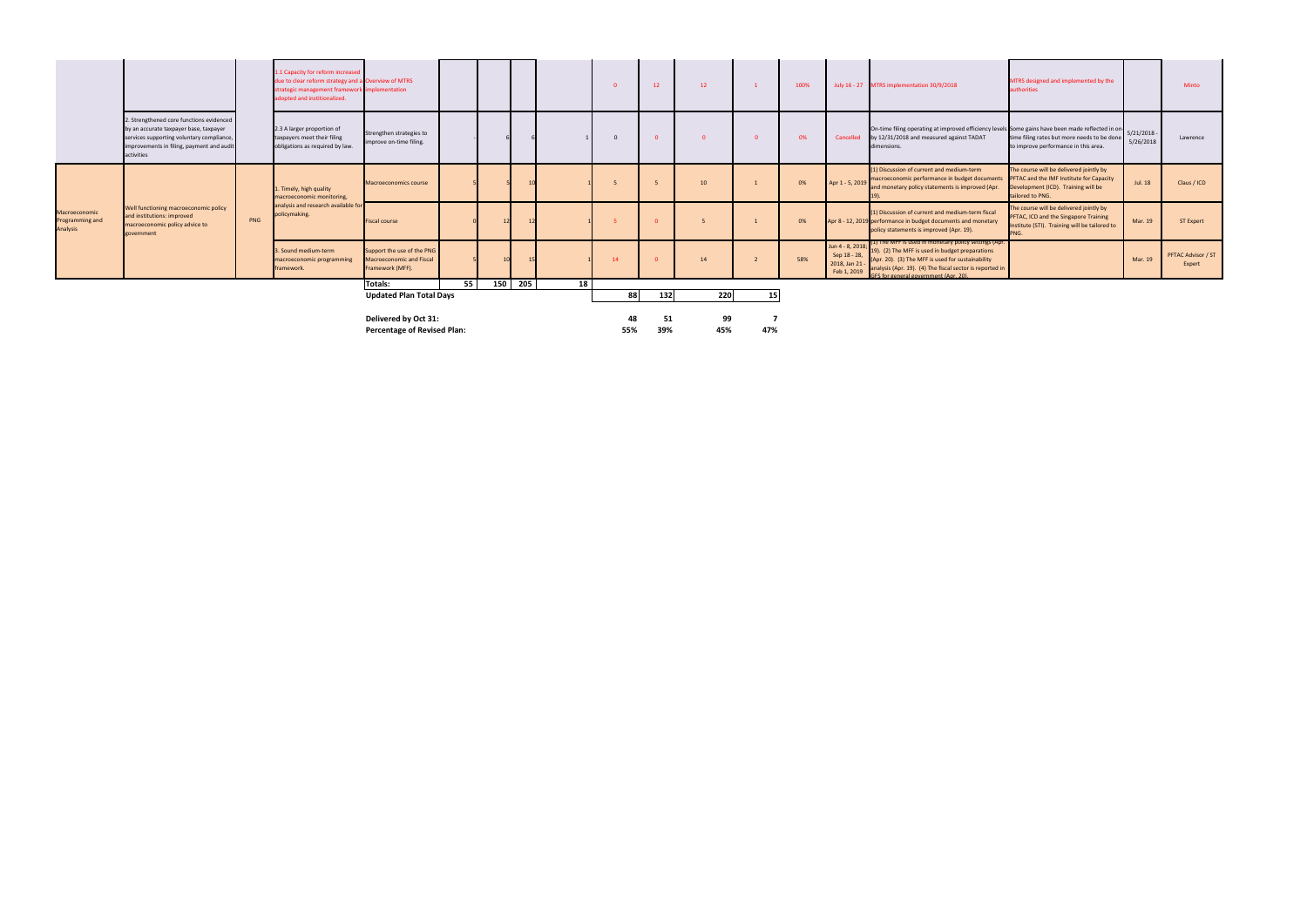| | | | | | | | | | | | | | | | | | | |
|---|---|---|---|---|---|---|---|---|---|---|---|---|---|---|---|---|---|---|
| | | | 1.1 Capacity for reform increased due to clear reform strategy and a strategic management framework adopted and institutionalized. | Overview of MTRS implementation | | | | | 0 | 12 | 12 | 1 | 100% | July 16 - 27 | MTRS implementation 30/9/2018 | MTRS designed and implemented by the authorities | | Minto |
| | 2. Strengthened core functions evidenced by an accurate taxpayer base, taxpayer services supporting voluntary compliance, improvements in filing, payment and audit activities | | 2.3 A larger proportion of taxpayers meet their filing obligations as required by law. | Strengthen strategies to improve on-time filing. | - | 6 | 6 | 1 | 0 | 0 | 0 | 0 | 0% | Cancelled | On-time filing operating at improved efficiency levels by 12/31/2018 and measured against TADAT dimensions. | Some gains have been made reflected in on time filing rates but more needs to be done to improve performance in this area. | 5/21/2018 - 5/26/2018 | Lawrence |
| Macroeconomic Programming and Analysis | Well functioning macroeconomic policy and institutions: improved macroeconomic policy advice to government | PNG | 1. Timely, high quality macroeconomic monitoring, analysis and research available for policymaking. | Macroeconomics course | 5 | 5 | 10 | 1 | 5 | 5 | 10 | 1 | 0% | Apr 1 - 5, 2019 | (1) Discussion of current and medium-term macroeconomic performance in budget documents and monetary policy statements is improved (Apr. 19). | The course will be delivered jointly by PFTAC and the IMF Institute for Capacity Development (ICD). Training will be tailored to PNG. | Jul. 18 | Claus / ICD |
| | | | | Fiscal course | 0 | 12 | 12 | 1 | 5 | 0 | 5 | 1 | 0% | Apr 8 - 12, 2019 | (1) Discussion of current and medium-term fiscal performance in budget documents and monetary policy statements is improved (Apr. 19). | The course will be delivered jointly by PFTAC, ICD and the Singapore Training Institute (STI). Training will be tailored to PNG. | Mar. 19 | ST Expert |
| | | | 3. Sound medium-term macroeconomic programming framework. | Support the use of the PNG Macroeconomic and Fiscal Framework (MFF). | 5 | 10 | 15 | 1 | 14 | 0 | 14 | 2 | 58% | Jun 4 - 8, 2018; Sep 18 - 28, 2018, Jan 21 - Feb 1, 2019 | (1) The MFF is used in monetary policy settings (Apr. 19). (2) The MFF is used in budget preparations (Apr. 20). (3) The MFF is used for sustainability analysis (Apr. 19). (4) The fiscal sector is reported in GFS for general government (Apr. 20). | | Mar. 19 | PFTAC Advisor / ST Expert |
| | | | | **Totals:** | **55** | **150** | **205** | **18** | | | | | | | | | | |
| | | | | **Updated Plan Total Days** | | | | | **88** | **132** | **220** | **15** | | | | | | |
| | | | | **Delivered by Oct 31:** | | | | | **48** | **51** | **99** | **7** | | | | | | |
| | | | | **Percentage of Revised Plan:** | | | | | **55%** | **39%** | **45%** | **47%** | | | | | | |